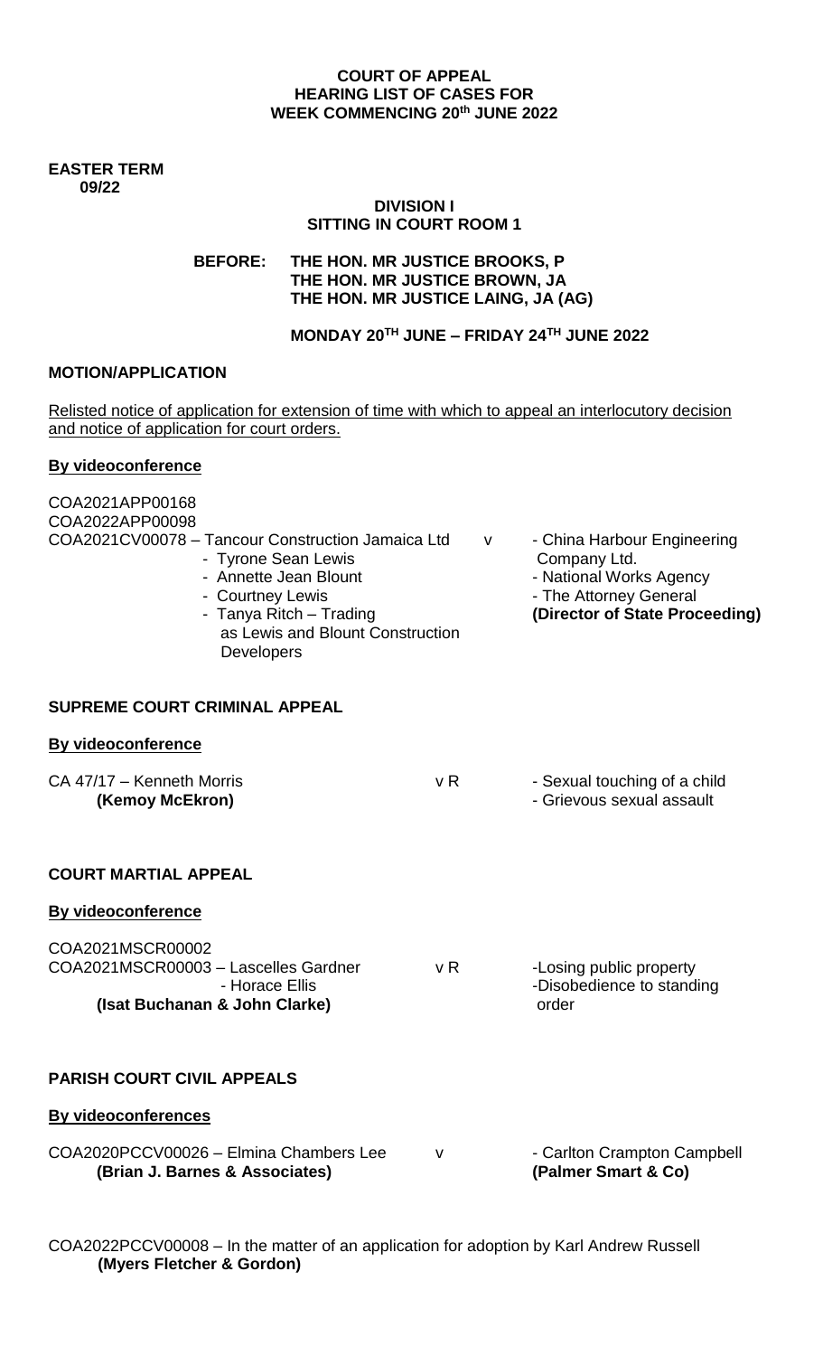**COURT OF APPEAL**
**HEARING LIST OF CASES FOR**
**WEEK COMMENCING 20th JUNE 2022**

**EASTER TERM**
**09/22**

**DIVISION I**
**SITTING IN COURT ROOM 1**

**BEFORE: THE HON. MR JUSTICE BROOKS, P**
**THE HON. MR JUSTICE BROWN, JA**
**THE HON. MR JUSTICE LAING, JA (AG)**

**MONDAY 20TH JUNE – FRIDAY 24TH JUNE 2022**

**MOTION/APPLICATION**

Relisted notice of application for extension of time with which to appeal an interlocutory decision and notice of application for court orders.

**By videoconference**

COA2021APP00168
COA2022APP00098
COA2021CV00078 – Tancour Construction Jamaica Ltd
- Tyrone Sean Lewis
- Annette Jean Blount
- Courtney Lewis
- Tanya Ritch – Trading as Lewis and Blount Construction Developers

v

- China Harbour Engineering Company Ltd.
- National Works Agency
- The Attorney General
**(Director of State Proceeding)**

**SUPREME COURT CRIMINAL APPEAL**

**By videoconference**

CA 47/17 – Kenneth Morris v R
**(Kemoy McEkron)**
- Sexual touching of a child
- Grievous sexual assault

**COURT MARTIAL APPEAL**

**By videoconference**

COA2021MSCR00002
COA2021MSCR00003 – Lascelles Gardner
- Horace Ellis
**(Isat Buchanan & John Clarke)**

v R

-Losing public property
-Disobedience to standing order

**PARISH COURT CIVIL APPEALS**

**By videoconferences**

COA2020PCCV00026 – Elmina Chambers Lee v - Carlton Crampton Campbell
**(Brian J. Barnes & Associates)** **(Palmer Smart & Co)**

COA2022PCCV00008 – In the matter of an application for adoption by Karl Andrew Russell
**(Myers Fletcher & Gordon)**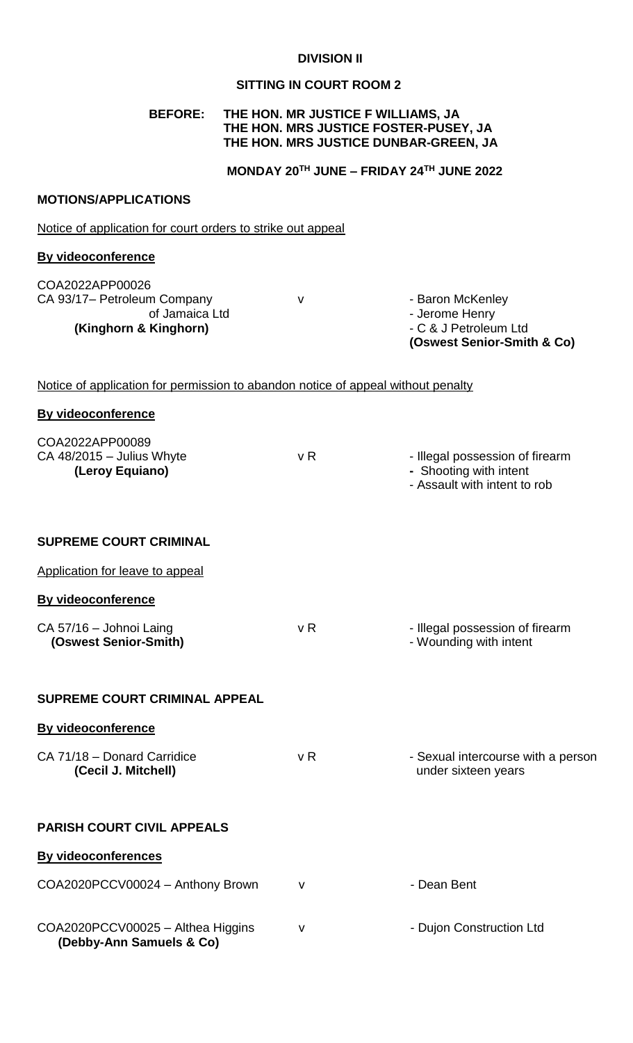**DIVISION II**

**SITTING IN COURT ROOM 2**

**BEFORE: THE HON. MR JUSTICE F WILLIAMS, JA**
**THE HON. MRS JUSTICE FOSTER-PUSEY, JA**
**THE HON. MRS JUSTICE DUNBAR-GREEN, JA**

**MONDAY 20TH JUNE – FRIDAY 24TH JUNE 2022**

**MOTIONS/APPLICATIONS**

Notice of application for court orders to strike out appeal

**By videoconference**

| | | |
|---|---|---|
| COA2022APP00026<br>CA 93/17– Petroleum Company of Jamaica Ltd<br>**(Kinghorn & Kinghorn)** | v | - Baron McKenley<br>- Jerome Henry<br>- C & J Petroleum Ltd<br>**(Oswest Senior-Smith & Co)** |

Notice of application for permission to abandon notice of appeal without penalty

**By videoconference**

| | | |
|---|---|---|
| COA2022APP00089<br>CA 48/2015 – Julius Whyte<br>**(Leroy Equiano)** | v R | - Illegal possession of firearm<br>- Shooting with intent<br>- Assault with intent to rob |

**SUPREME COURT CRIMINAL**

Application for leave to appeal

**By videoconference**

| | | |
|---|---|---|
| CA 57/16 – Johnoi Laing<br>**(Oswest Senior-Smith)** | v R | - Illegal possession of firearm<br>- Wounding with intent |

**SUPREME COURT CRIMINAL APPEAL**

**By videoconference**

| | | |
|---|---|---|
| CA 71/18 – Donard Carridice<br>**(Cecil J. Mitchell)** | v R | - Sexual intercourse with a person under sixteen years |

**PARISH COURT CIVIL APPEALS**

**By videoconferences**

| | | |
|---|---|---|
| COA2020PCCV00024 – Anthony Brown | v | - Dean Bent |
| COA2020PCCV00025 – Althea Higgins<br>**(Debby-Ann Samuels & Co)** | v | - Dujon Construction Ltd |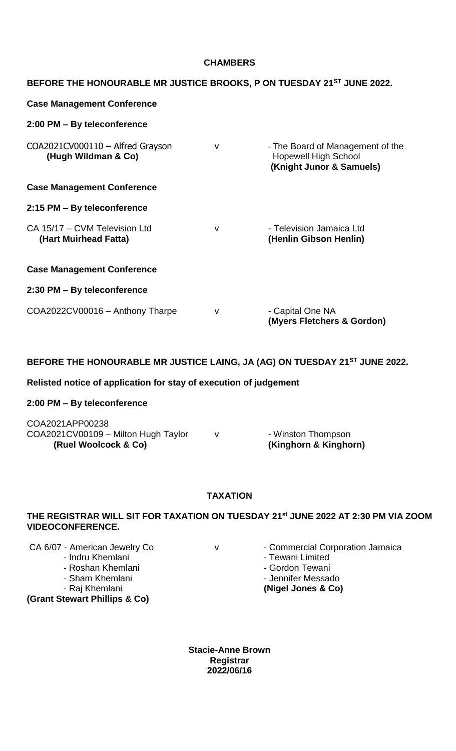**CHAMBERS**

**BEFORE THE HONOURABLE MR JUSTICE BROOKS, P ON TUESDAY 21ST JUNE 2022.**

**Case Management Conference**

**2:00 PM – By teleconference**

| | | |
|---|---|---|
| COA2021CV000110 – Alfred Grayson **(Hugh Wildman & Co)** | v | - The Board of Management of the Hopewell High School **(Knight Junor & Samuels)** |

**Case Management Conference**

**2:15 PM – By teleconference**

| | | |
|---|---|---|
| CA 15/17 – CVM Television Ltd **(Hart Muirhead Fatta)** | v | - Television Jamaica Ltd **(Henlin Gibson Henlin)** |

**Case Management Conference**

**2:30 PM – By teleconference**

| | | |
|---|---|---|
| COA2022CV00016 – Anthony Tharpe | v | - Capital One NA **(Myers Fletchers & Gordon)** |

**BEFORE THE HONOURABLE MR JUSTICE LAING, JA (AG) ON TUESDAY 21ST JUNE 2022.**

**Relisted notice of application for stay of execution of judgement**

**2:00 PM – By teleconference**

| | | |
|---|---|---|
| COA2021APP00238<br>COA2021CV00109 – Milton Hugh Taylor **(Ruel Woolcock & Co)** | v | - Winston Thompson **(Kinghorn & Kinghorn)** |

**TAXATION**

**THE REGISTRAR WILL SIT FOR TAXATION ON TUESDAY 21st JUNE 2022 AT 2:30 PM VIA ZOOM VIDEOCONFERENCE.**

| | | |
|---|---|---|
| CA 6/07 - American Jewelry Co<br>- Indru Khemlani<br>- Roshan Khemlani<br>- Sham Khemlani<br>- Raj Khemlani<br>**(Grant Stewart Phillips & Co)** | v | - Commercial Corporation Jamaica<br>- Tewani Limited<br>- Gordon Tewani<br>- Jennifer Messado<br>**(Nigel Jones & Co)** |

**Stacie-Anne Brown**
**Registrar**
**2022/06/16**